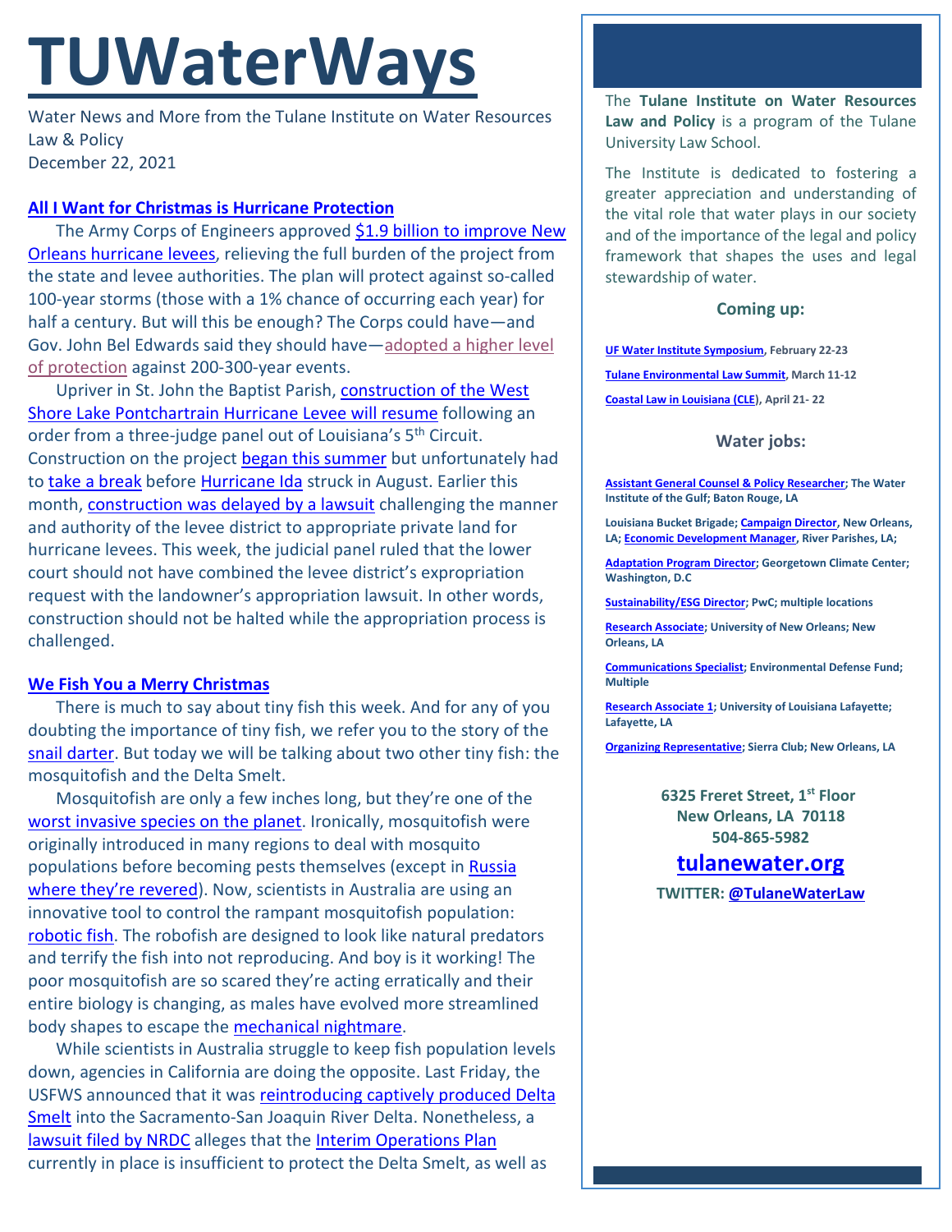# TUWaterWays

Water News and More from the Tulane Institute on Water Resources Law & Policy
December 22, 2021

## All I Want for Christmas is Hurricane Protection

The Army Corps of Engineers approved $1.9 billion to improve New Orleans hurricane levees, relieving the full burden of the project from the state and levee authorities. The plan will protect against so-called 100-year storms (those with a 1% chance of occurring each year) for half a century. But will this be enough? The Corps could have—and Gov. John Bel Edwards said they should have—adopted a higher level of protection against 200-300-year events.

Upriver in St. John the Baptist Parish, construction of the West Shore Lake Pontchartrain Hurricane Levee will resume following an order from a three-judge panel out of Louisiana's 5th Circuit. Construction on the project began this summer but unfortunately had to take a break before Hurricane Ida struck in August. Earlier this month, construction was delayed by a lawsuit challenging the manner and authority of the levee district to appropriate private land for hurricane levees. This week, the judicial panel ruled that the lower court should not have combined the levee district's expropriation request with the landowner's appropriation lawsuit. In other words, construction should not be halted while the appropriation process is challenged.

## We Fish You a Merry Christmas

There is much to say about tiny fish this week. And for any of you doubting the importance of tiny fish, we refer you to the story of the snail darter. But today we will be talking about two other tiny fish: the mosquitofish and the Delta Smelt.

Mosquitofish are only a few inches long, but they're one of the worst invasive species on the planet. Ironically, mosquitofish were originally introduced in many regions to deal with mosquito populations before becoming pests themselves (except in Russia where they're revered). Now, scientists in Australia are using an innovative tool to control the rampant mosquitofish population: robotic fish. The robofish are designed to look like natural predators and terrify the fish into not reproducing. And boy is it working! The poor mosquitofish are so scared they're acting erratically and their entire biology is changing, as males have evolved more streamlined body shapes to escape the mechanical nightmare.

While scientists in Australia struggle to keep fish population levels down, agencies in California are doing the opposite. Last Friday, the USFWS announced that it was reintroducing captively produced Delta Smelt into the Sacramento-San Joaquin River Delta. Nonetheless, a lawsuit filed by NRDC alleges that the Interim Operations Plan currently in place is insufficient to protect the Delta Smelt, as well as

The **Tulane Institute on Water Resources Law and Policy** is a program of the Tulane University Law School.

The Institute is dedicated to fostering a greater appreciation and understanding of the vital role that water plays in our society and of the importance of the legal and policy framework that shapes the uses and legal stewardship of water.

### Coming up:

**UF Water Institute Symposium, February 22-23**

**Tulane Environmental Law Summit, March 11-12**

**Coastal Law in Louisiana (CLE), April 21- 22**

### Water jobs:

**Assistant General Counsel & Policy Researcher; The Water Institute of the Gulf; Baton Rouge, LA**

**Louisiana Bucket Brigade; Campaign Director, New Orleans, LA; Economic Development Manager, River Parishes, LA;**

**Adaptation Program Director; Georgetown Climate Center; Washington, D.C**

**Sustainability/ESG Director; PwC; multiple locations**

**Research Associate; University of New Orleans; New Orleans, LA**

**Communications Specialist; Environmental Defense Fund; Multiple**

**Research Associate 1; University of Louisiana Lafayette; Lafayette, LA**

**Organizing Representative; Sierra Club; New Orleans, LA**

**6325 Freret Street, 1st Floor**
**New Orleans, LA 70118**
**504-865-5982**

**tulanewater.org**

**TWITTER: @TulaneWaterLaw**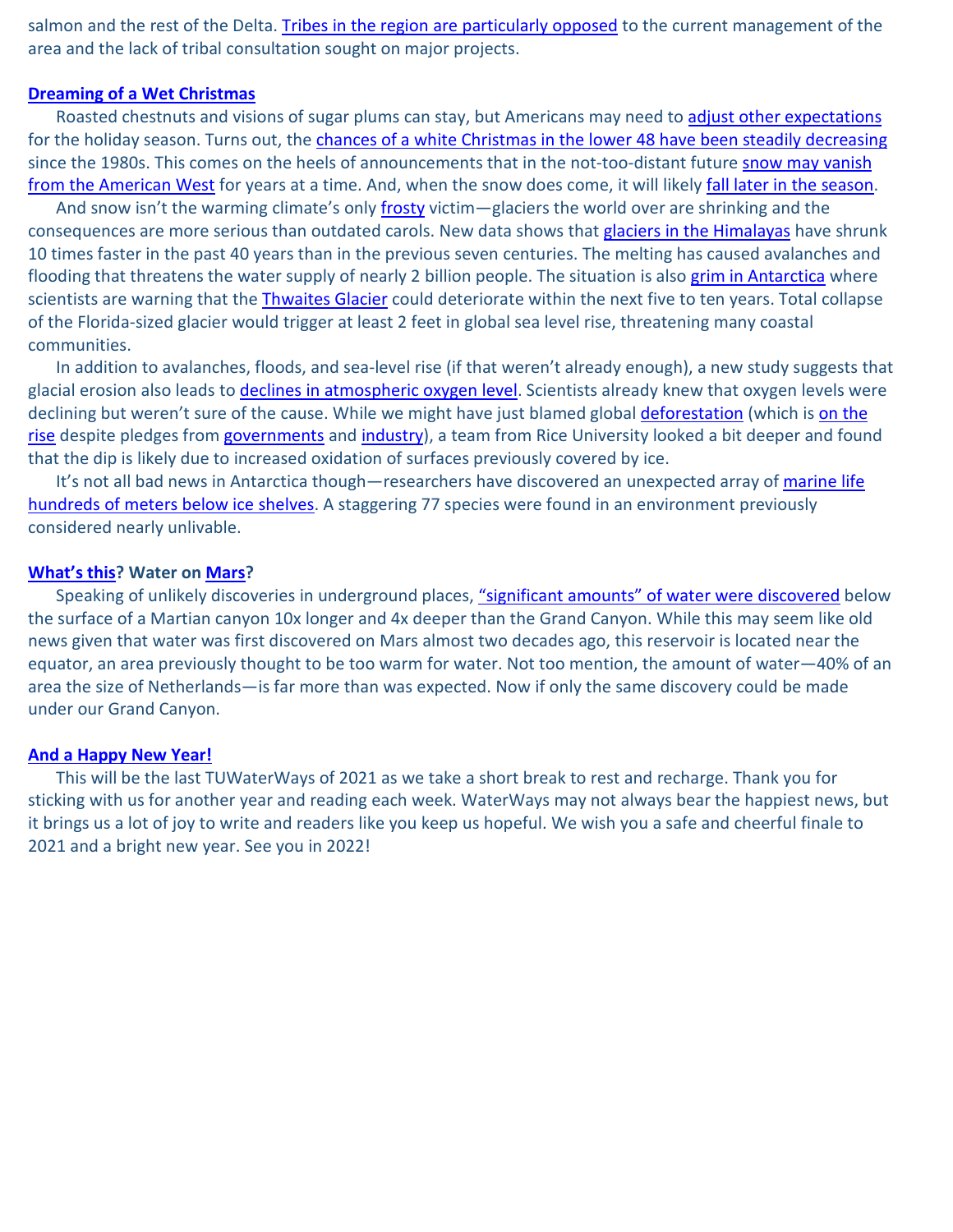salmon and the rest of the Delta. Tribes in the region are particularly opposed to the current management of the area and the lack of tribal consultation sought on major projects.

### Dreaming of a Wet Christmas

Roasted chestnuts and visions of sugar plums can stay, but Americans may need to adjust other expectations for the holiday season. Turns out, the chances of a white Christmas in the lower 48 have been steadily decreasing since the 1980s. This comes on the heels of announcements that in the not-too-distant future snow may vanish from the American West for years at a time. And, when the snow does come, it will likely fall later in the season.

And snow isn't the warming climate's only frosty victim—glaciers the world over are shrinking and the consequences are more serious than outdated carols. New data shows that glaciers in the Himalayas have shrunk 10 times faster in the past 40 years than in the previous seven centuries. The melting has caused avalanches and flooding that threatens the water supply of nearly 2 billion people. The situation is also grim in Antarctica where scientists are warning that the Thwaites Glacier could deteriorate within the next five to ten years. Total collapse of the Florida-sized glacier would trigger at least 2 feet in global sea level rise, threatening many coastal communities.

In addition to avalanches, floods, and sea-level rise (if that weren't already enough), a new study suggests that glacial erosion also leads to declines in atmospheric oxygen level. Scientists already knew that oxygen levels were declining but weren't sure of the cause. While we might have just blamed global deforestation (which is on the rise despite pledges from governments and industry), a team from Rice University looked a bit deeper and found that the dip is likely due to increased oxidation of surfaces previously covered by ice.

It's not all bad news in Antarctica though—researchers have discovered an unexpected array of marine life hundreds of meters below ice shelves. A staggering 77 species were found in an environment previously considered nearly unlivable.

### What's this? Water on Mars?

Speaking of unlikely discoveries in underground places, "significant amounts" of water were discovered below the surface of a Martian canyon 10x longer and 4x deeper than the Grand Canyon. While this may seem like old news given that water was first discovered on Mars almost two decades ago, this reservoir is located near the equator, an area previously thought to be too warm for water. Not too mention, the amount of water—40% of an area the size of Netherlands—is far more than was expected. Now if only the same discovery could be made under our Grand Canyon.

### And a Happy New Year!

This will be the last TUWaterWays of 2021 as we take a short break to rest and recharge. Thank you for sticking with us for another year and reading each week. WaterWays may not always bear the happiest news, but it brings us a lot of joy to write and readers like you keep us hopeful. We wish you a safe and cheerful finale to 2021 and a bright new year. See you in 2022!